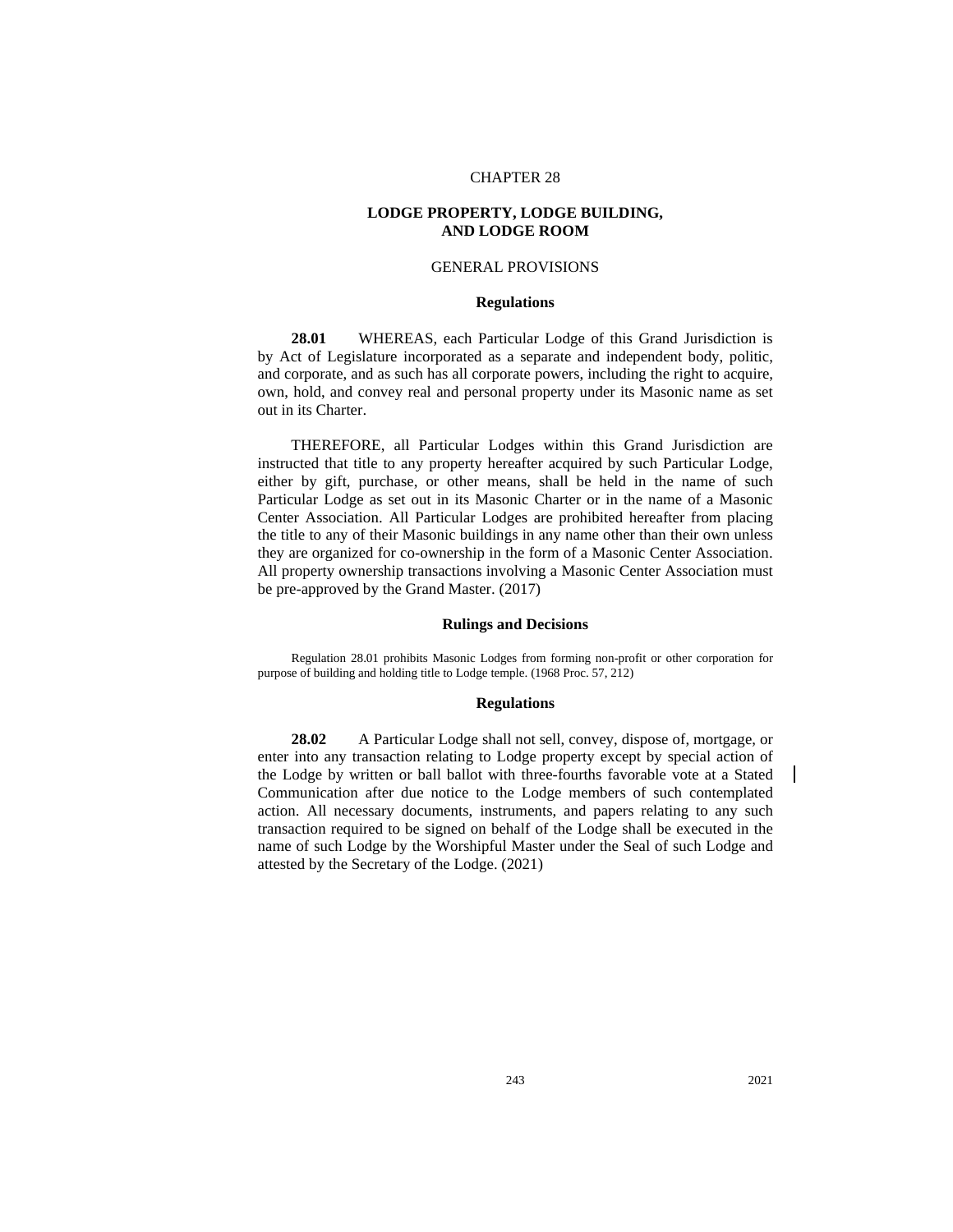# CHAPTER 28

## LODGE PROPERTY, LODGE BUILDING, AND LODGE ROOM

### GENERAL PROVISIONS

#### Regulations

**28.01** WHEREAS, each Particular Lodge of this Grand Jurisdiction is by Act of Legislature incorporated as a separate and independent body, politic, and corporate, and as such has all corporate powers, including the right to acquire, own, hold, and convey real and personal property under its Masonic name as set out in its Charter.

THEREFORE, all Particular Lodges within this Grand Jurisdiction are instructed that title to any property hereafter acquired by such Particular Lodge, either by gift, purchase, or other means, shall be held in the name of such Particular Lodge as set out in its Masonic Charter or in the name of a Masonic Center Association. All Particular Lodges are prohibited hereafter from placing the title to any of their Masonic buildings in any name other than their own unless they are organized for co-ownership in the form of a Masonic Center Association. All property ownership transactions involving a Masonic Center Association must be pre-approved by the Grand Master. (2017)

#### Rulings and Decisions

Regulation 28.01 prohibits Masonic Lodges from forming non-profit or other corporation for purpose of building and holding title to Lodge temple. (1968 Proc. 57, 212)

#### Regulations

**28.02** A Particular Lodge shall not sell, convey, dispose of, mortgage, or enter into any transaction relating to Lodge property except by special action of the Lodge by written or ball ballot with three-fourths favorable vote at a Stated Communication after due notice to the Lodge members of such contemplated action. All necessary documents, instruments, and papers relating to any such transaction required to be signed on behalf of the Lodge shall be executed in the name of such Lodge by the Worshipful Master under the Seal of such Lodge and attested by the Secretary of the Lodge. (2021)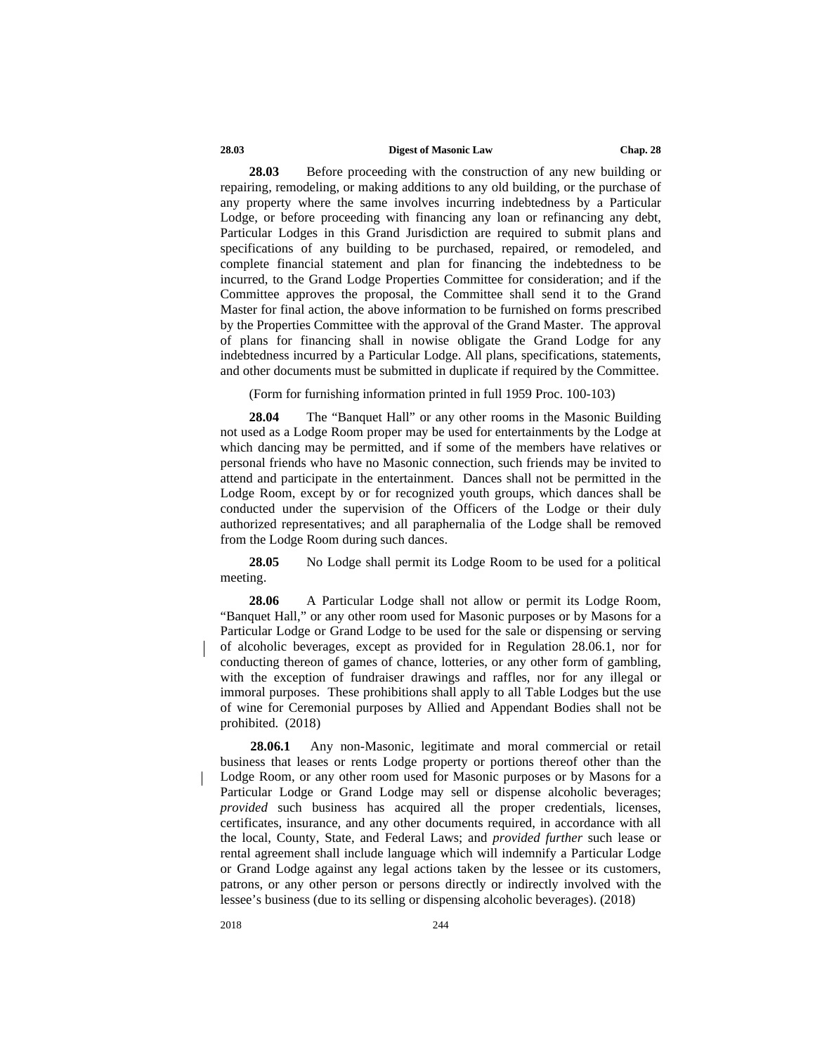**28.03** Before proceeding with the construction of any new building or repairing, remodeling, or making additions to any old building, or the purchase of any property where the same involves incurring indebtedness by a Particular Lodge, or before proceeding with financing any loan or refinancing any debt, Particular Lodges in this Grand Jurisdiction are required to submit plans and specifications of any building to be purchased, repaired, or remodeled, and complete financial statement and plan for financing the indebtedness to be incurred, to the Grand Lodge Properties Committee for consideration; and if the Committee approves the proposal, the Committee shall send it to the Grand Master for final action, the above information to be furnished on forms prescribed by the Properties Committee with the approval of the Grand Master. The approval of plans for financing shall in nowise obligate the Grand Lodge for any indebtedness incurred by a Particular Lodge. All plans, specifications, statements, and other documents must be submitted in duplicate if required by the Committee.

(Form for furnishing information printed in full 1959 Proc. 100-103)

**28.04** The "Banquet Hall" or any other rooms in the Masonic Building not used as a Lodge Room proper may be used for entertainments by the Lodge at which dancing may be permitted, and if some of the members have relatives or personal friends who have no Masonic connection, such friends may be invited to attend and participate in the entertainment. Dances shall not be permitted in the Lodge Room, except by or for recognized youth groups, which dances shall be conducted under the supervision of the Officers of the Lodge or their duly authorized representatives; and all paraphernalia of the Lodge shall be removed from the Lodge Room during such dances.

**28.05** No Lodge shall permit its Lodge Room to be used for a political meeting.

**28.06** A Particular Lodge shall not allow or permit its Lodge Room, "Banquet Hall," or any other room used for Masonic purposes or by Masons for a Particular Lodge or Grand Lodge to be used for the sale or dispensing or serving of alcoholic beverages, except as provided for in Regulation 28.06.1, nor for conducting thereon of games of chance, lotteries, or any other form of gambling, with the exception of fundraiser drawings and raffles, nor for any illegal or immoral purposes. These prohibitions shall apply to all Table Lodges but the use of wine for Ceremonial purposes by Allied and Appendant Bodies shall not be prohibited. (2018)

**28.06.1** Any non-Masonic, legitimate and moral commercial or retail business that leases or rents Lodge property or portions thereof other than the Lodge Room, or any other room used for Masonic purposes or by Masons for a Particular Lodge or Grand Lodge may sell or dispense alcoholic beverages; *provided* such business has acquired all the proper credentials, licenses, certificates, insurance, and any other documents required, in accordance with all the local, County, State, and Federal Laws; and *provided further* such lease or rental agreement shall include language which will indemnify a Particular Lodge or Grand Lodge against any legal actions taken by the lessee or its customers, patrons, or any other person or persons directly or indirectly involved with the lessee's business (due to its selling or dispensing alcoholic beverages). (2018)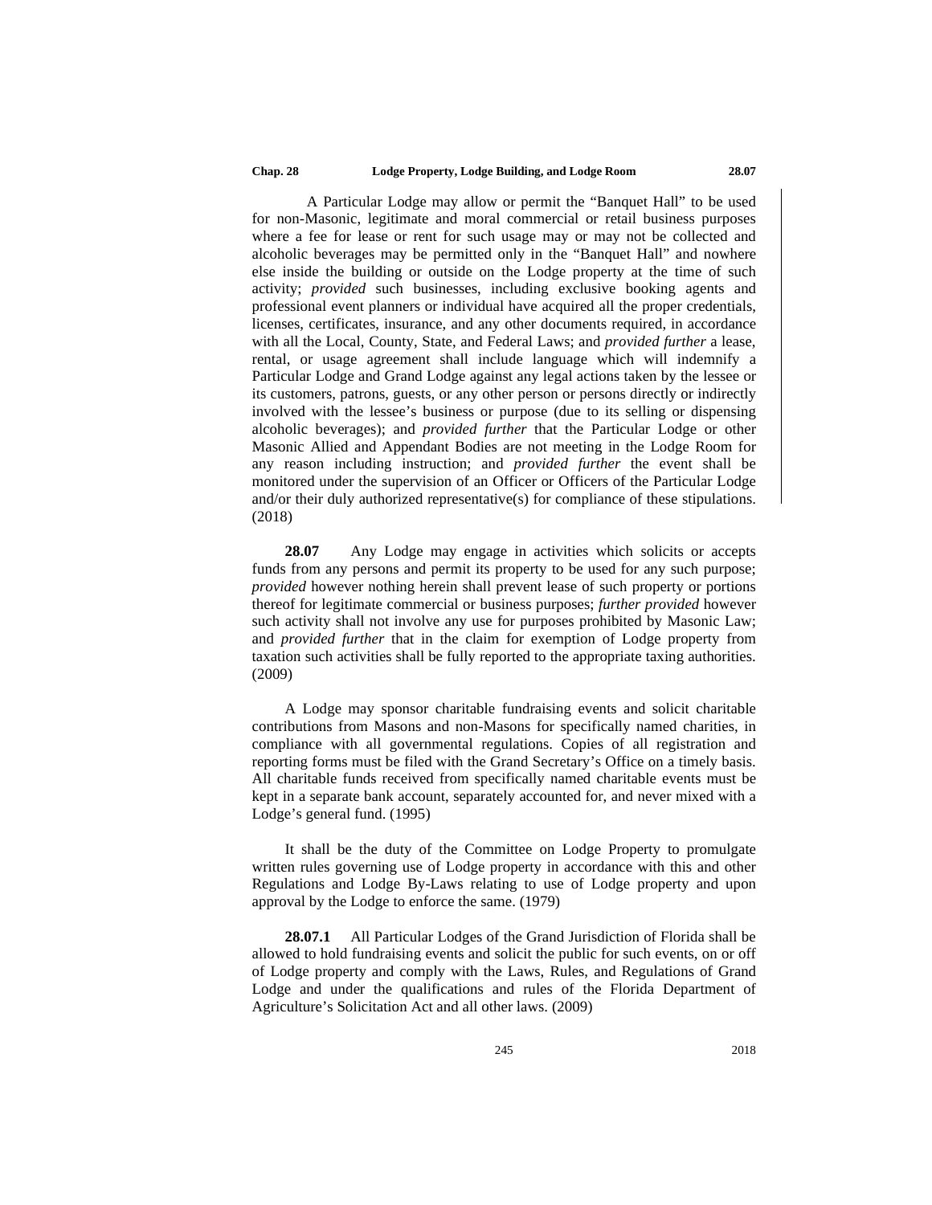A Particular Lodge may allow or permit the "Banquet Hall" to be used for non-Masonic, legitimate and moral commercial or retail business purposes where a fee for lease or rent for such usage may or may not be collected and alcoholic beverages may be permitted only in the "Banquet Hall" and nowhere else inside the building or outside on the Lodge property at the time of such activity; *provided* such businesses, including exclusive booking agents and professional event planners or individual have acquired all the proper credentials, licenses, certificates, insurance, and any other documents required, in accordance with all the Local, County, State, and Federal Laws; and *provided further* a lease, rental, or usage agreement shall include language which will indemnify a Particular Lodge and Grand Lodge against any legal actions taken by the lessee or its customers, patrons, guests, or any other person or persons directly or indirectly involved with the lessee's business or purpose (due to its selling or dispensing alcoholic beverages); and *provided further* that the Particular Lodge or other Masonic Allied and Appendant Bodies are not meeting in the Lodge Room for any reason including instruction; and *provided further* the event shall be monitored under the supervision of an Officer or Officers of the Particular Lodge and/or their duly authorized representative(s) for compliance of these stipulations. (2018)

**28.07** Any Lodge may engage in activities which solicits or accepts funds from any persons and permit its property to be used for any such purpose; *provided* however nothing herein shall prevent lease of such property or portions thereof for legitimate commercial or business purposes; *further provided* however such activity shall not involve any use for purposes prohibited by Masonic Law; and *provided further* that in the claim for exemption of Lodge property from taxation such activities shall be fully reported to the appropriate taxing authorities. (2009)

A Lodge may sponsor charitable fundraising events and solicit charitable contributions from Masons and non-Masons for specifically named charities, in compliance with all governmental regulations. Copies of all registration and reporting forms must be filed with the Grand Secretary's Office on a timely basis. All charitable funds received from specifically named charitable events must be kept in a separate bank account, separately accounted for, and never mixed with a Lodge's general fund. (1995)

It shall be the duty of the Committee on Lodge Property to promulgate written rules governing use of Lodge property in accordance with this and other Regulations and Lodge By-Laws relating to use of Lodge property and upon approval by the Lodge to enforce the same. (1979)

**28.07.1** All Particular Lodges of the Grand Jurisdiction of Florida shall be allowed to hold fundraising events and solicit the public for such events, on or off of Lodge property and comply with the Laws, Rules, and Regulations of Grand Lodge and under the qualifications and rules of the Florida Department of Agriculture's Solicitation Act and all other laws. (2009)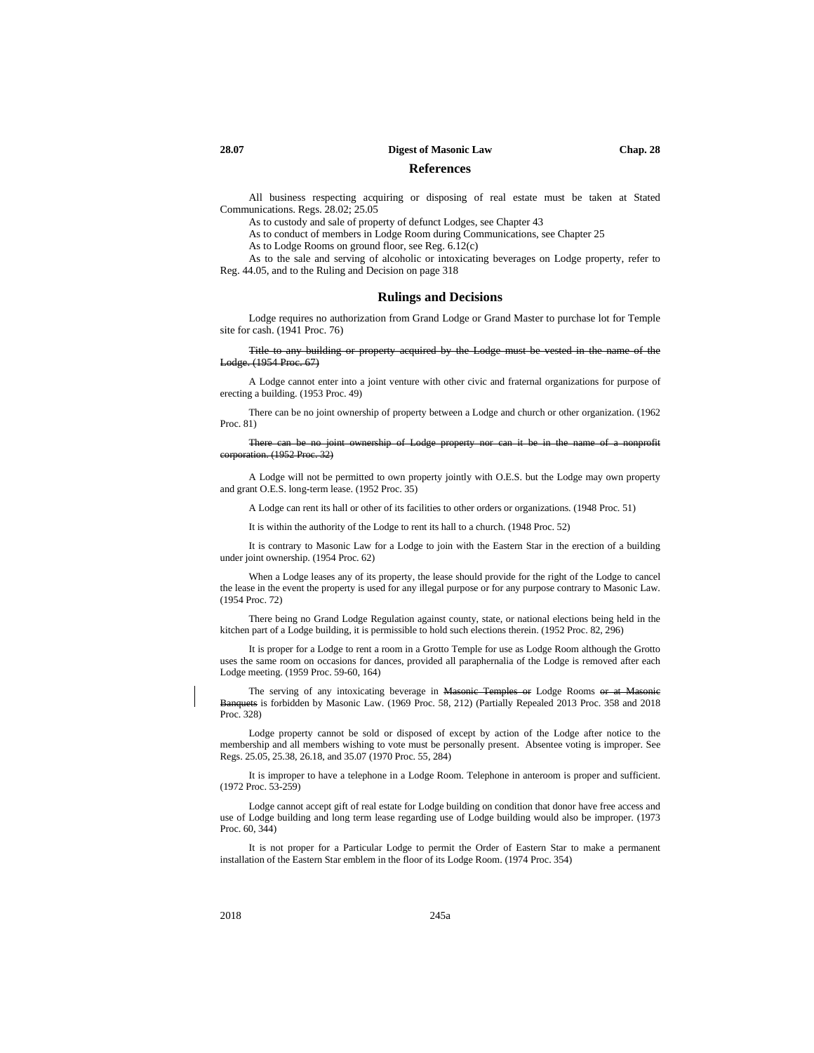## References

All business respecting acquiring or disposing of real estate must be taken at Stated Communications. Regs. 28.02; 25.05

As to custody and sale of property of defunct Lodges, see Chapter 43

As to conduct of members in Lodge Room during Communications, see Chapter 25

As to Lodge Rooms on ground floor, see Reg. 6.12(c)

As to the sale and serving of alcoholic or intoxicating beverages on Lodge property, refer to Reg. 44.05, and to the Ruling and Decision on page 318

## Rulings and Decisions

Lodge requires no authorization from Grand Lodge or Grand Master to purchase lot for Temple site for cash. (1941 Proc. 76)

~~Title to any building or property acquired by the Lodge must be vested in the name of the Lodge. (1954 Proc. 67)~~

A Lodge cannot enter into a joint venture with other civic and fraternal organizations for purpose of erecting a building. (1953 Proc. 49)

There can be no joint ownership of property between a Lodge and church or other organization. (1962 Proc. 81)

~~There can be no joint ownership of Lodge property nor can it be in the name of a nonprofit corporation. (1952 Proc. 32)~~

A Lodge will not be permitted to own property jointly with O.E.S. but the Lodge may own property and grant O.E.S. long-term lease. (1952 Proc. 35)

A Lodge can rent its hall or other of its facilities to other orders or organizations. (1948 Proc. 51)

It is within the authority of the Lodge to rent its hall to a church. (1948 Proc. 52)

It is contrary to Masonic Law for a Lodge to join with the Eastern Star in the erection of a building under joint ownership. (1954 Proc. 62)

When a Lodge leases any of its property, the lease should provide for the right of the Lodge to cancel the lease in the event the property is used for any illegal purpose or for any purpose contrary to Masonic Law. (1954 Proc. 72)

There being no Grand Lodge Regulation against county, state, or national elections being held in the kitchen part of a Lodge building, it is permissible to hold such elections therein. (1952 Proc. 82, 296)

It is proper for a Lodge to rent a room in a Grotto Temple for use as Lodge Room although the Grotto uses the same room on occasions for dances, provided all paraphernalia of the Lodge is removed after each Lodge meeting. (1959 Proc. 59-60, 164)

The serving of any intoxicating beverage in ~~Masonic Temples or~~ Lodge Rooms ~~or at Masonic Banquets~~ is forbidden by Masonic Law. (1969 Proc. 58, 212) (Partially Repealed 2013 Proc. 358 and 2018 Proc. 328)

Lodge property cannot be sold or disposed of except by action of the Lodge after notice to the membership and all members wishing to vote must be personally present. Absentee voting is improper. See Regs. 25.05, 25.38, 26.18, and 35.07 (1970 Proc. 55, 284)

It is improper to have a telephone in a Lodge Room. Telephone in anteroom is proper and sufficient. (1972 Proc. 53-259)

Lodge cannot accept gift of real estate for Lodge building on condition that donor have free access and use of Lodge building and long term lease regarding use of Lodge building would also be improper. (1973 Proc. 60, 344)

It is not proper for a Particular Lodge to permit the Order of Eastern Star to make a permanent installation of the Eastern Star emblem in the floor of its Lodge Room. (1974 Proc. 354)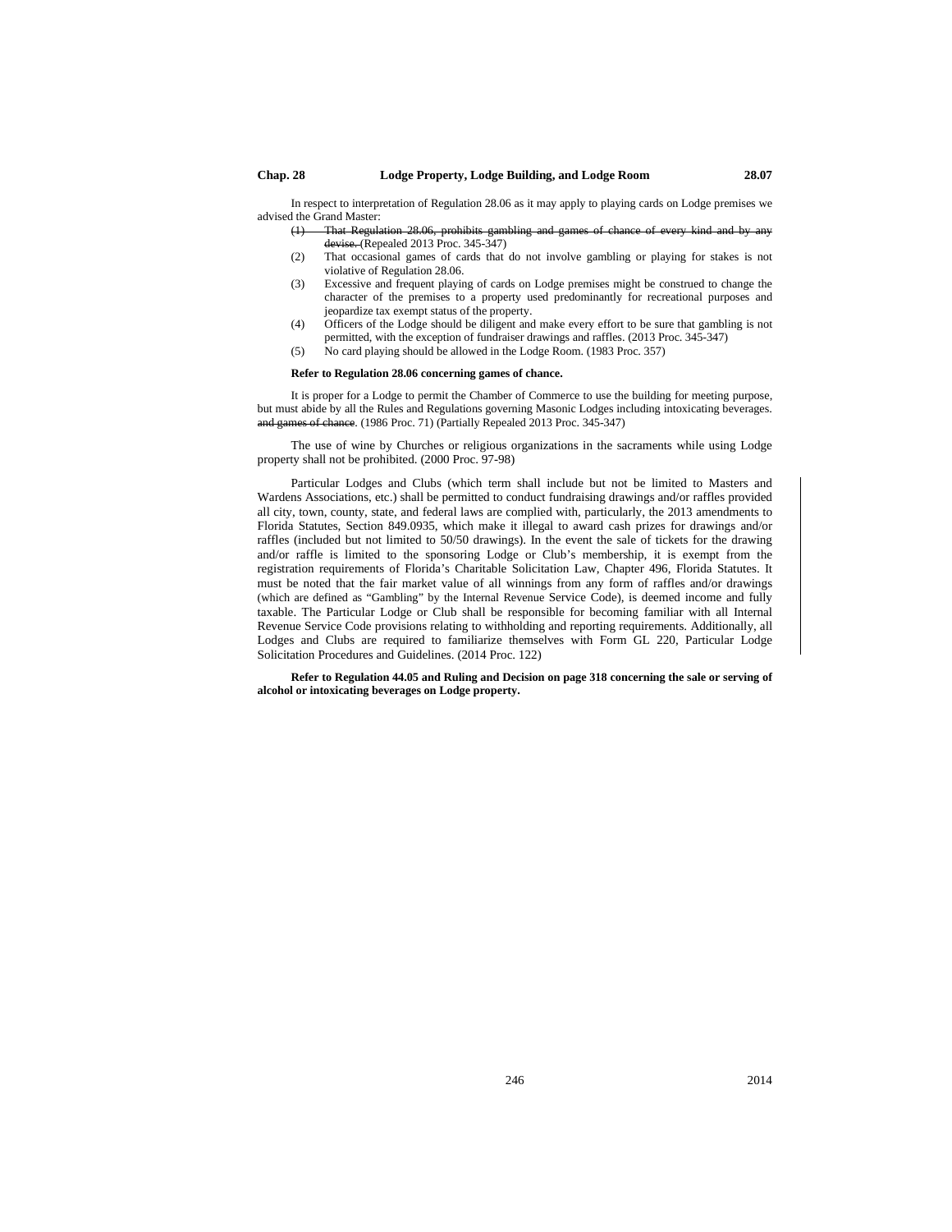In respect to interpretation of Regulation 28.06 as it may apply to playing cards on Lodge premises we advised the Grand Master:

(1) ~~That Regulation 28.06, prohibits gambling and games of chance of every kind and by any devise.~~ (Repealed 2013 Proc. 345-347)

(2) That occasional games of cards that do not involve gambling or playing for stakes is not violative of Regulation 28.06.

(3) Excessive and frequent playing of cards on Lodge premises might be construed to change the character of the premises to a property used predominantly for recreational purposes and jeopardize tax exempt status of the property.

(4) Officers of the Lodge should be diligent and make every effort to be sure that gambling is not permitted, with the exception of fundraiser drawings and raffles. (2013 Proc. 345-347)

(5) No card playing should be allowed in the Lodge Room. (1983 Proc. 357)

**Refer to Regulation 28.06 concerning games of chance.**

It is proper for a Lodge to permit the Chamber of Commerce to use the building for meeting purpose, but must abide by all the Rules and Regulations governing Masonic Lodges including intoxicating beverages. ~~and games of chance~~. (1986 Proc. 71) (Partially Repealed 2013 Proc. 345-347)

The use of wine by Churches or religious organizations in the sacraments while using Lodge property shall not be prohibited. (2000 Proc. 97-98)

Particular Lodges and Clubs (which term shall include but not be limited to Masters and Wardens Associations, etc.) shall be permitted to conduct fundraising drawings and/or raffles provided all city, town, county, state, and federal laws are complied with, particularly, the 2013 amendments to Florida Statutes, Section 849.0935, which make it illegal to award cash prizes for drawings and/or raffles (included but not limited to 50/50 drawings). In the event the sale of tickets for the drawing and/or raffle is limited to the sponsoring Lodge or Club's membership, it is exempt from the registration requirements of Florida's Charitable Solicitation Law, Chapter 496, Florida Statutes. It must be noted that the fair market value of all winnings from any form of raffles and/or drawings (which are defined as "Gambling" by the Internal Revenue Service Code), is deemed income and fully taxable. The Particular Lodge or Club shall be responsible for becoming familiar with all Internal Revenue Service Code provisions relating to withholding and reporting requirements. Additionally, all Lodges and Clubs are required to familiarize themselves with Form GL 220, Particular Lodge Solicitation Procedures and Guidelines. (2014 Proc. 122)

**Refer to Regulation 44.05 and Ruling and Decision on page 318 concerning the sale or serving of alcohol or intoxicating beverages on Lodge property.**